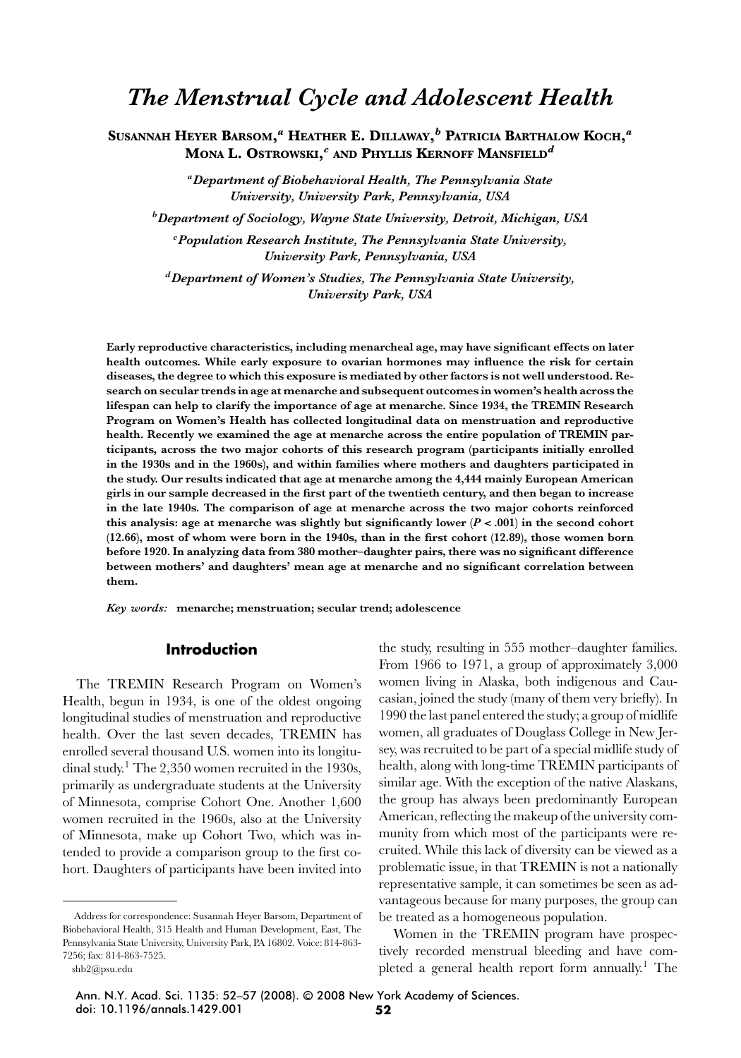# The Menstrual Cycle and Adolescent Health

**Susannah Heyer Barsom,[a] Heather E. Dillaway,[b] Patricia Barthalow Koch,[a] Mona L. Ostrowski,[c] and Phyllis Kernoff Mansfield[d]**

*[a]Department of Biobehavioral Health, The Pennsylvania State University, University Park, Pennsylvania, USA*

*[b]Department of Sociology, Wayne State University, Detroit, Michigan, USA*

*[c]Population Research Institute, The Pennsylvania State University, University Park, Pennsylvania, USA*

*[d]Department of Women's Studies, The Pennsylvania State University, University Park, USA*

**Early reproductive characteristics, including menarcheal age, may have significant effects on later health outcomes. While early exposure to ovarian hormones may influence the risk for certain diseases, the degree to which this exposure is mediated by other factors is not well understood. Research on secular trends in age at menarche and subsequent outcomes in women's health across the lifespan can help to clarify the importance of age at menarche. Since 1934, the TREMIN Research Program on Women's Health has collected longitudinal data on menstruation and reproductive health. Recently we examined the age at menarche across the entire population of TREMIN participants, across the two major cohorts of this research program (participants initially enrolled in the 1930s and in the 1960s), and within families where mothers and daughters participated in the study. Our results indicated that age at menarche among the 4,444 mainly European American girls in our sample decreased in the first part of the twentieth century, and then began to increase in the late 1940s. The comparison of age at menarche across the two major cohorts reinforced this analysis: age at menarche was slightly but significantly lower ($P < .001$) in the second cohort (12.66), most of whom were born in the 1940s, than in the first cohort (12.89), those women born before 1920. In analyzing data from 380 mother–daughter pairs, there was no significant difference between mothers' and daughters' mean age at menarche and no significant correlation between them.**

***Key words:*** **menarche; menstruation; secular trend; adolescence**

## Introduction

The TREMIN Research Program on Women's Health, begun in 1934, is one of the oldest ongoing longitudinal studies of menstruation and reproductive health. Over the last seven decades, TREMIN has enrolled several thousand U.S. women into its longitudinal study.[1] The 2,350 women recruited in the 1930s, primarily as undergraduate students at the University of Minnesota, comprise Cohort One. Another 1,600 women recruited in the 1960s, also at the University of Minnesota, make up Cohort Two, which was intended to provide a comparison group to the first cohort. Daughters of participants have been invited into the study, resulting in 555 mother–daughter families. From 1966 to 1971, a group of approximately 3,000 women living in Alaska, both indigenous and Caucasian, joined the study (many of them very briefly). In 1990 the last panel entered the study; a group of midlife women, all graduates of Douglass College in New Jersey, was recruited to be part of a special midlife study of health, along with long-time TREMIN participants of similar age. With the exception of the native Alaskans, the group has always been predominantly European American, reflecting the makeup of the university community from which most of the participants were recruited. While this lack of diversity can be viewed as a problematic issue, in that TREMIN is not a nationally representative sample, it can sometimes be seen as advantageous because for many purposes, the group can be treated as a homogeneous population.

Women in the TREMIN program have prospectively recorded menstrual bleeding and have completed a general health report form annually.[1] The

Address for correspondence: Susannah Heyer Barsom, Department of Biobehavioral Health, 315 Health and Human Development, East, The Pennsylvania State University, University Park, PA 16802. Voice: 814-863-7256; fax: 814-863-7525.
shb2@psu.edu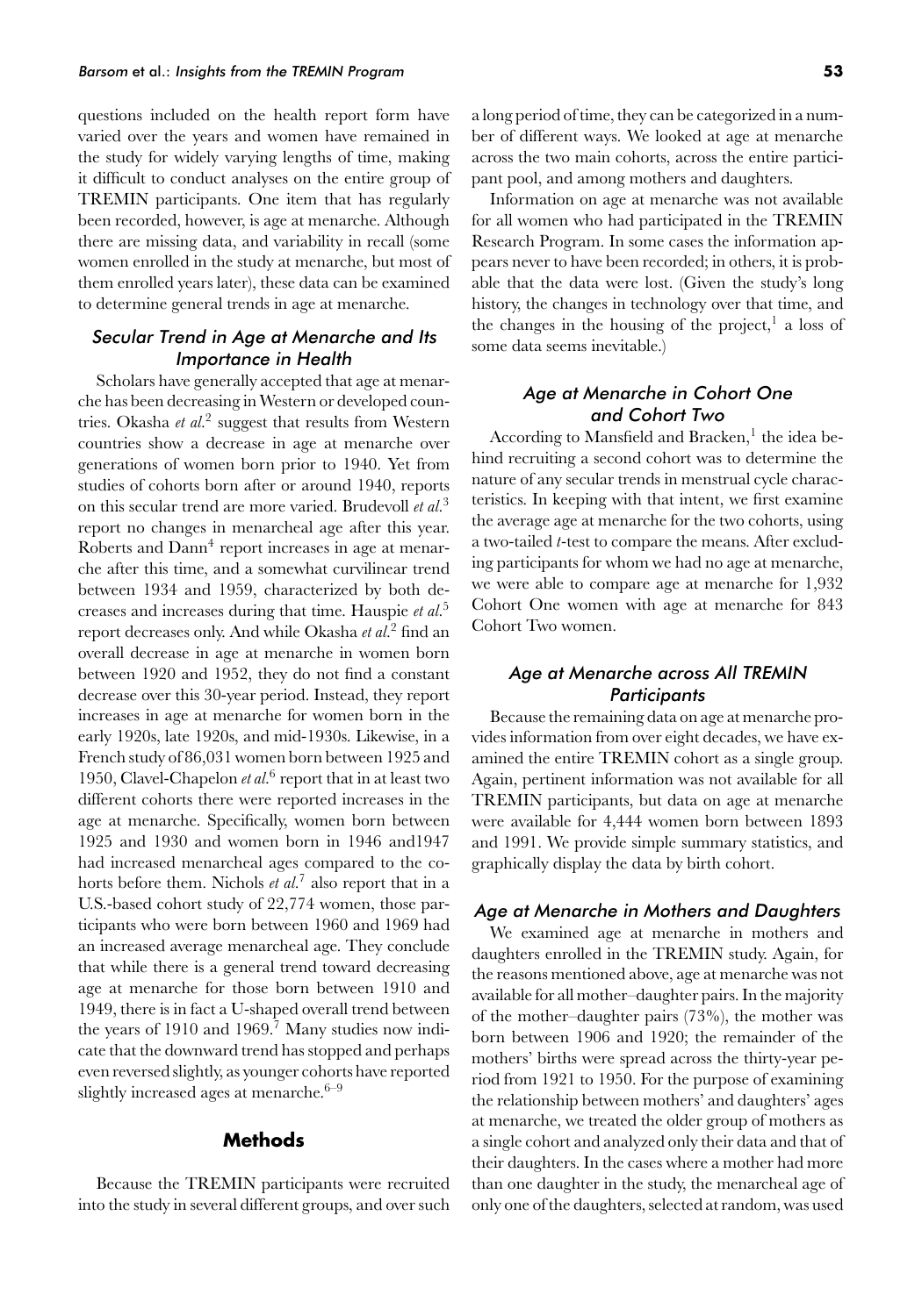questions included on the health report form have varied over the years and women have remained in the study for widely varying lengths of time, making it difficult to conduct analyses on the entire group of TREMIN participants. One item that has regularly been recorded, however, is age at menarche. Although there are missing data, and variability in recall (some women enrolled in the study at menarche, but most of them enrolled years later), these data can be examined to determine general trends in age at menarche.

### Secular Trend in Age at Menarche and Its Importance in Health

Scholars have generally accepted that age at menarche has been decreasing in Western or developed countries. Okasha *et al.*[2] suggest that results from Western countries show a decrease in age at menarche over generations of women born prior to 1940. Yet from studies of cohorts born after or around 1940, reports on this secular trend are more varied. Brudevoll *et al.*[3] report no changes in menarcheal age after this year. Roberts and Dann[4] report increases in age at menarche after this time, and a somewhat curvilinear trend between 1934 and 1959, characterized by both decreases and increases during that time. Hauspie *et al.*[5] report decreases only. And while Okasha *et al.*[2] find an overall decrease in age at menarche in women born between 1920 and 1952, they do not find a constant decrease over this 30-year period. Instead, they report increases in age at menarche for women born in the early 1920s, late 1920s, and mid-1930s. Likewise, in a French study of 86,031 women born between 1925 and 1950, Clavel-Chapelon *et al.*[6] report that in at least two different cohorts there were reported increases in the age at menarche. Specifically, women born between 1925 and 1930 and women born in 1946 and1947 had increased menarcheal ages compared to the cohorts before them. Nichols *et al.*[7] also report that in a U.S.-based cohort study of 22,774 women, those participants who were born between 1960 and 1969 had an increased average menarcheal age. They conclude that while there is a general trend toward decreasing age at menarche for those born between 1910 and 1949, there is in fact a U-shaped overall trend between the years of 1910 and 1969.[7] Many studies now indicate that the downward trend has stopped and perhaps even reversed slightly, as younger cohorts have reported slightly increased ages at menarche.[6–9]

## Methods

Because the TREMIN participants were recruited into the study in several different groups, and over such a long period of time, they can be categorized in a number of different ways. We looked at age at menarche across the two main cohorts, across the entire participant pool, and among mothers and daughters.

Information on age at menarche was not available for all women who had participated in the TREMIN Research Program. In some cases the information appears never to have been recorded; in others, it is probable that the data were lost. (Given the study's long history, the changes in technology over that time, and the changes in the housing of the project,[1] a loss of some data seems inevitable.)

### Age at Menarche in Cohort One and Cohort Two

According to Mansfield and Bracken,[1] the idea behind recruiting a second cohort was to determine the nature of any secular trends in menstrual cycle characteristics. In keeping with that intent, we first examine the average age at menarche for the two cohorts, using a two-tailed $t$-test to compare the means. After excluding participants for whom we had no age at menarche, we were able to compare age at menarche for 1,932 Cohort One women with age at menarche for 843 Cohort Two women.

### Age at Menarche across All TREMIN Participants

Because the remaining data on age at menarche provides information from over eight decades, we have examined the entire TREMIN cohort as a single group. Again, pertinent information was not available for all TREMIN participants, but data on age at menarche were available for 4,444 women born between 1893 and 1991. We provide simple summary statistics, and graphically display the data by birth cohort.

### Age at Menarche in Mothers and Daughters

We examined age at menarche in mothers and daughters enrolled in the TREMIN study. Again, for the reasons mentioned above, age at menarche was not available for all mother–daughter pairs. In the majority of the mother–daughter pairs (73%), the mother was born between 1906 and 1920; the remainder of the mothers' births were spread across the thirty-year period from 1921 to 1950. For the purpose of examining the relationship between mothers' and daughters' ages at menarche, we treated the older group of mothers as a single cohort and analyzed only their data and that of their daughters. In the cases where a mother had more than one daughter in the study, the menarcheal age of only one of the daughters, selected at random, was used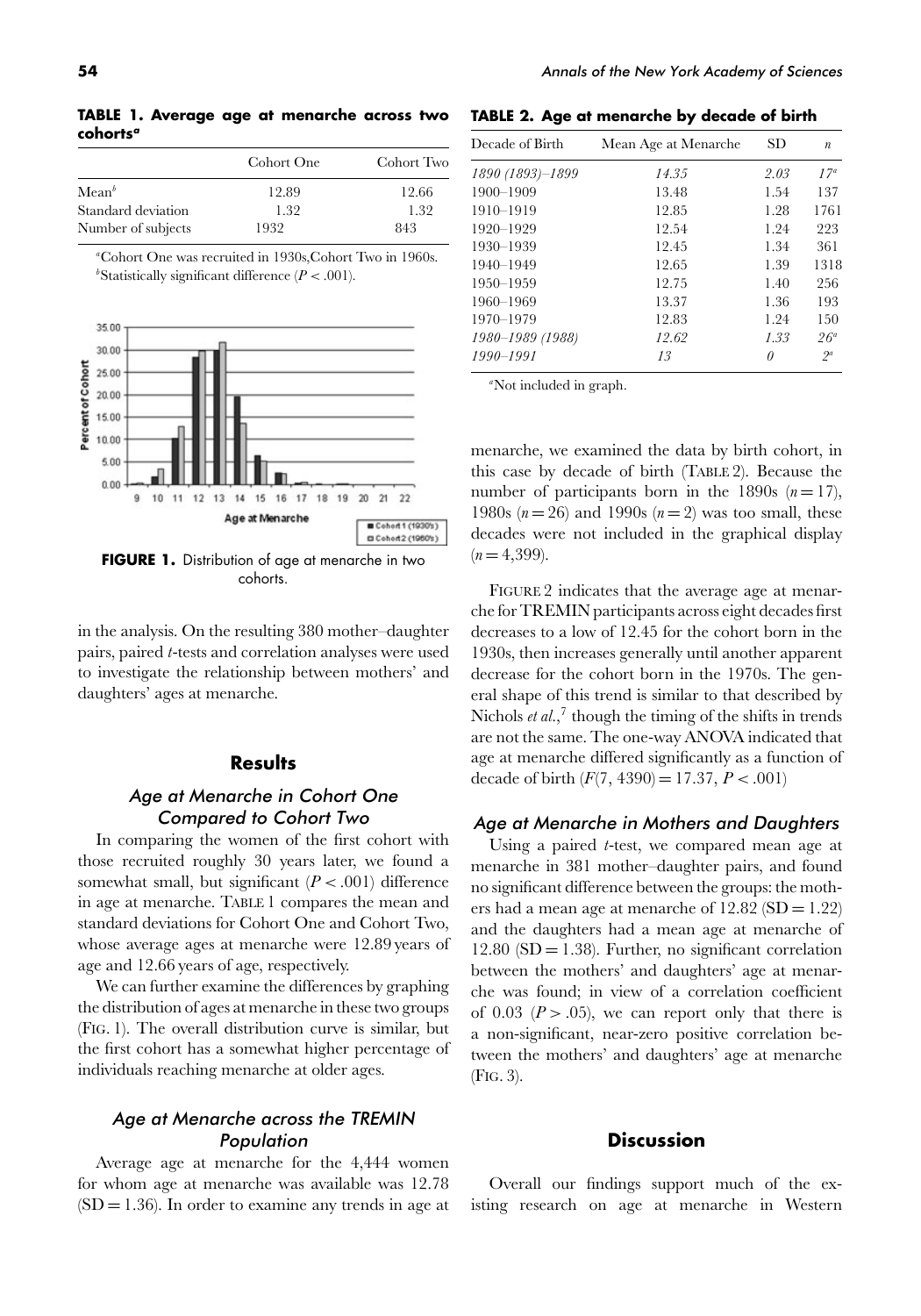**TABLE 1. Average age at menarche across two cohorts[a]**

| | Cohort One | Cohort Two |
|---|---|---|
| Mean[b] | 12.89 | 12.66 |
| Standard deviation | 1.32 | 1.32 |
| Number of subjects | 1932 | 843 |

[a]Cohort One was recruited in 1930s,Cohort Two in 1960s.
[b]Statistically significant difference ($P < .001$).

**FIGURE 1.** Distribution of age at menarche in two cohorts.

in the analysis. On the resulting 380 mother–daughter pairs, paired *t*-tests and correlation analyses were used to investigate the relationship between mothers' and daughters' ages at menarche.

## Results

### Age at Menarche in Cohort One Compared to Cohort Two

In comparing the women of the first cohort with those recruited roughly 30 years later, we found a somewhat small, but significant ($P < .001$) difference in age at menarche. TABLE 1 compares the mean and standard deviations for Cohort One and Cohort Two, whose average ages at menarche were 12.89 years of age and 12.66 years of age, respectively.

We can further examine the differences by graphing the distribution of ages at menarche in these two groups (FIG. 1). The overall distribution curve is similar, but the first cohort has a somewhat higher percentage of individuals reaching menarche at older ages.

### Age at Menarche across the TREMIN Population

Average age at menarche for the 4,444 women for whom age at menarche was available was 12.78 (SD = 1.36). In order to examine any trends in age at menarche, we examined the data by birth cohort, in this case by decade of birth (TABLE 2). Because the number of participants born in the 1890s ($n = 17$), 1980s ($n = 26$) and 1990s ($n = 2$) was too small, these decades were not included in the graphical display ($n = 4{,}399$).

**TABLE 2. Age at menarche by decade of birth**

| Decade of Birth | Mean Age at Menarche | SD | *n* |
|---|---|---|---|
| *1890 (1893)–1899* | *14.35* | *2.03* | *17*[a] |
| 1900–1909 | 13.48 | 1.54 | 137 |
| 1910–1919 | 12.85 | 1.28 | 1761 |
| 1920–1929 | 12.54 | 1.24 | 223 |
| 1930–1939 | 12.45 | 1.34 | 361 |
| 1940–1949 | 12.65 | 1.39 | 1318 |
| 1950–1959 | 12.75 | 1.40 | 256 |
| 1960–1969 | 13.37 | 1.36 | 193 |
| 1970–1979 | 12.83 | 1.24 | 150 |
| *1980–1989 (1988)* | *12.62* | *1.33* | *26*[a] |
| *1990–1991* | *13* | *0* | *2*[a] |

[a]Not included in graph.

FIGURE 2 indicates that the average age at menarche for TREMIN participants across eight decades first decreases to a low of 12.45 for the cohort born in the 1930s, then increases generally until another apparent decrease for the cohort born in the 1970s. The general shape of this trend is similar to that described by Nichols *et al.*,[7] though the timing of the shifts in trends are not the same. The one-way ANOVA indicated that age at menarche differed significantly as a function of decade of birth ($F(7, 4390) = 17.37$, $P < .001$)

### Age at Menarche in Mothers and Daughters

Using a paired *t*-test, we compared mean age at menarche in 381 mother–daughter pairs, and found no significant difference between the groups: the mothers had a mean age at menarche of 12.82 (SD = 1.22) and the daughters had a mean age at menarche of 12.80 (SD = 1.38). Further, no significant correlation between the mothers' and daughters' age at menarche was found; in view of a correlation coefficient of 0.03 ($P > .05$), we can report only that there is a non-significant, near-zero positive correlation between the mothers' and daughters' age at menarche (FIG. 3).

## Discussion

Overall our findings support much of the existing research on age at menarche in Western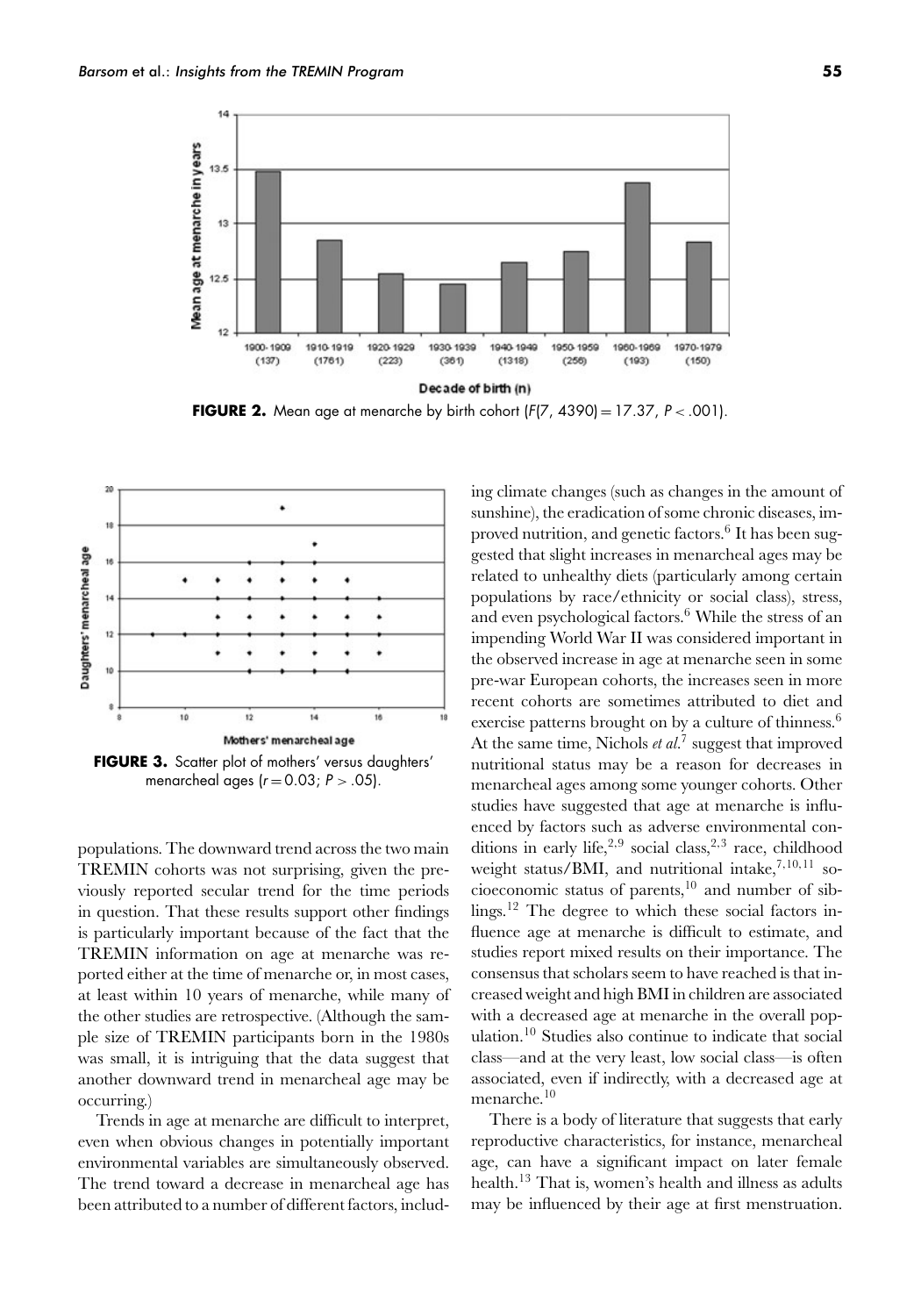**FIGURE 2.** Mean age at menarche by birth cohort ($F(7, 4390) = 17.37$, $P < .001$).

**FIGURE 3.** Scatter plot of mothers' versus daughters' menarcheal ages ($r = 0.03$; $P > .05$).

populations. The downward trend across the two main TREMIN cohorts was not surprising, given the previously reported secular trend for the time periods in question. That these results support other findings is particularly important because of the fact that the TREMIN information on age at menarche was reported either at the time of menarche or, in most cases, at least within 10 years of menarche, while many of the other studies are retrospective. (Although the sample size of TREMIN participants born in the 1980s was small, it is intriguing that the data suggest that another downward trend in menarcheal age may be occurring.)

Trends in age at menarche are difficult to interpret, even when obvious changes in potentially important environmental variables are simultaneously observed. The trend toward a decrease in menarcheal age has been attributed to a number of different factors, including climate changes (such as changes in the amount of sunshine), the eradication of some chronic diseases, improved nutrition, and genetic factors.[6] It has been suggested that slight increases in menarcheal ages may be related to unhealthy diets (particularly among certain populations by race/ethnicity or social class), stress, and even psychological factors.[6] While the stress of an impending World War II was considered important in the observed increase in age at menarche seen in some pre-war European cohorts, the increases seen in more recent cohorts are sometimes attributed to diet and exercise patterns brought on by a culture of thinness.[6] At the same time, Nichols *et al.*[7] suggest that improved nutritional status may be a reason for decreases in menarcheal ages among some younger cohorts. Other studies have suggested that age at menarche is influenced by factors such as adverse environmental conditions in early life,[2,9] social class,[2,3] race, childhood weight status/BMI, and nutritional intake,[7,10,11] socioeconomic status of parents,[10] and number of siblings.[12] The degree to which these social factors influence age at menarche is difficult to estimate, and studies report mixed results on their importance. The consensus that scholars seem to have reached is that increased weight and high BMI in children are associated with a decreased age at menarche in the overall population.[10] Studies also continue to indicate that social class—and at the very least, low social class—is often associated, even if indirectly, with a decreased age at menarche.[10]

There is a body of literature that suggests that early reproductive characteristics, for instance, menarcheal age, can have a significant impact on later female health.[13] That is, women's health and illness as adults may be influenced by their age at first menstruation.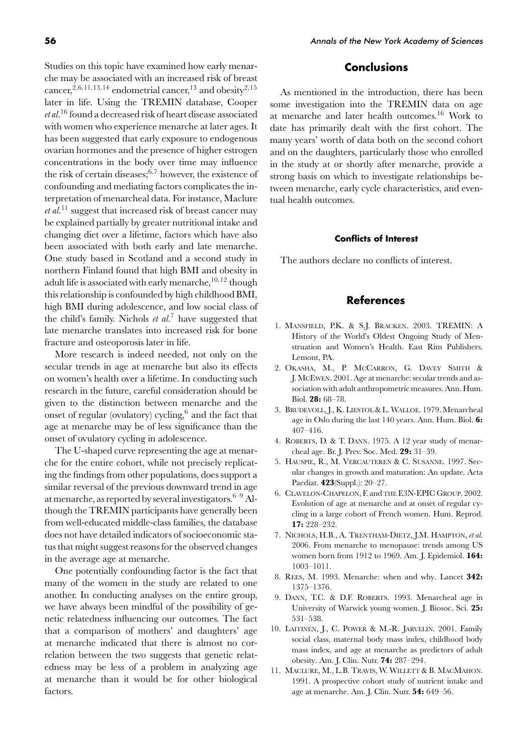Studies on this topic have examined how early menarche may be associated with an increased risk of breast cancer,[2,6,11,13,14] endometrial cancer,[13] and obesity[2,15] later in life. Using the TREMIN database, Cooper *et al.*[16] found a decreased risk of heart disease associated with women who experience menarche at later ages. It has been suggested that early exposure to endogenous ovarian hormones and the presence of higher estrogen concentrations in the body over time may influence the risk of certain diseases;[6,7] however, the existence of confounding and mediating factors complicates the interpretation of menarcheal data. For instance, Maclure *et al.*[11] suggest that increased risk of breast cancer may be explained partially by greater nutritional intake and changing diet over a lifetime, factors which have also been associated with both early and late menarche. One study based in Scotland and a second study in northern Finland found that high BMI and obesity in adult life is associated with early menarche,[10,12] though this relationship is confounded by high childhood BMI, high BMI during adolescence, and low social class of the child's family. Nichols *et al.*[7] have suggested that late menarche translates into increased risk for bone fracture and osteoporosis later in life.

More research is indeed needed, not only on the secular trends in age at menarche but also its effects on women's health over a lifetime. In conducting such research in the future, careful consideration should be given to the distinction between menarche and the onset of regular (ovulatory) cycling,[6] and the fact that age at menarche may be of less significance than the onset of ovulatory cycling in adolescence.

The U-shaped curve representing the age at menarche for the entire cohort, while not precisely replicating the findings from other populations, does support a similar reversal of the previous downward trend in age at menarche, as reported by several investigators.[6–9] Although the TREMIN participants have generally been from well-educated middle-class families, the database does not have detailed indicators of socioeconomic status that might suggest reasons for the observed changes in the average age at menarche.

One potentially confounding factor is the fact that many of the women in the study are related to one another. In conducting analyses on the entire group, we have always been mindful of the possibility of genetic relatedness influencing our outcomes. The fact that a comparison of mothers' and daughters' age at menarche indicated that there is almost no correlation between the two suggests that genetic relatedness may be less of a problem in analyzing age at menarche than it would be for other biological factors.

## Conclusions

As mentioned in the introduction, there has been some investigation into the TREMIN data on age at menarche and later health outcomes.[16] Work to date has primarily dealt with the first cohort. The many years' worth of data both on the second cohort and on the daughters, particularly those who enrolled in the study at or shortly after menarche, provide a strong basis on which to investigate relationships between menarche, early cycle characteristics, and eventual health outcomes.

#### Conflicts of Interest

The authors declare no conflicts of interest.

## References

1. Mansfield, P.K. & S.J. Bracken. 2003. TREMIN: A History of the World's Oldest Ongoing Study of Menstruation and Women's Health. East Rim Publishers. Lemont, PA.
2. Okasha, M., P. McCarron, G. Davey Smith & J. McEwen. 2001. Age at menarche: secular trends and association with adult anthropometric measures. Ann. Hum. Biol. **28:** 68–78.
3. Brudevoll, J., K. Liestol & L. Walloe. 1979. Menarcheal age in Oslo during the last 140 years. Ann. Hum. Biol. **6:** 407–416.
4. Roberts, D. & T. Dann. 1975. A 12 year study of menarcheal age. Br. J. Prev. Soc. Med. **29:** 31–39.
5. Hauspie, R., M. Vercauteren & C. Susanne. 1997. Secular changes in growth and maturation: An update. Acta Paediat. **423**(Suppl.): 20–27.
6. Clavelon-Chapelon, F. and the E3N-EPIC Group. 2002. Evolution of age at menarche and at onset of regular cycling in a large cohort of French women. Hum. Reprod. **17:** 228–232.
7. Nichols, H.B., A. Trentham-Dietz, J.M. Hampton, *et al.* 2006. From menarche to menopause: trends among US women born from 1912 to 1969. Am. J. Epidemiol. **164:** 1003–1011.
8. Rees, M. 1993. Menarche: when and why. Lancet **342:** 1375–1376.
9. Dann, T.C. & D.F. Roberts. 1993. Menarcheal age in University of Warwick young women. J. Biosoc. Sci. **25:** 531–538.
10. Laitinen, J., C. Power & M.-R. Jarvelin. 2001. Family social class, maternal body mass index, childhood body mass index, and age at menarche as predictors of adult obesity. Am. J. Clin. Nutr. **74:** 287–294.
11. Maclure, M., L.B. Travis, W. Willett & B. MacMahon. 1991. A prospective cohort study of nutrient intake and age at menarche. Am. J. Clin. Nutr. **54:** 649–56.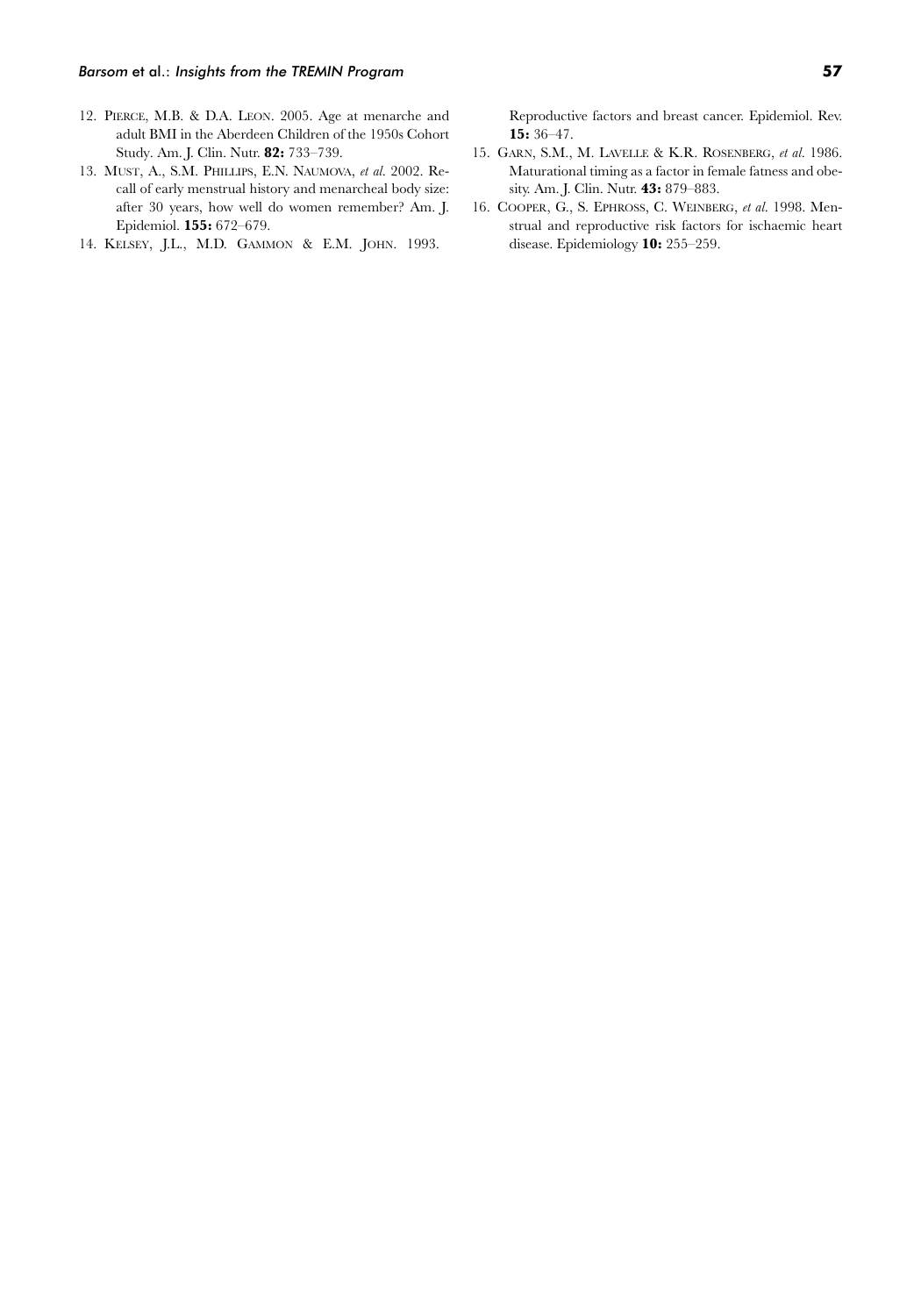12. PIERCE, M.B. & D.A. LEON. 2005. Age at menarche and adult BMI in the Aberdeen Children of the 1950s Cohort Study. Am. J. Clin. Nutr. **82:** 733–739.
13. MUST, A., S.M. PHILLIPS, E.N. NAUMOVA, *et al.* 2002. Recall of early menstrual history and menarcheal body size: after 30 years, how well do women remember? Am. J. Epidemiol. **155:** 672–679.
14. KELSEY, J.L., M.D. GAMMON & E.M. JOHN. 1993. Reproductive factors and breast cancer. Epidemiol. Rev. **15:** 36–47.
15. GARN, S.M., M. LAVELLE & K.R. ROSENBERG, *et al.* 1986. Maturational timing as a factor in female fatness and obesity. Am. J. Clin. Nutr. **43:** 879–883.
16. COOPER, G., S. EPHROSS, C. WEINBERG, *et al.* 1998. Menstrual and reproductive risk factors for ischaemic heart disease. Epidemiology **10:** 255–259.